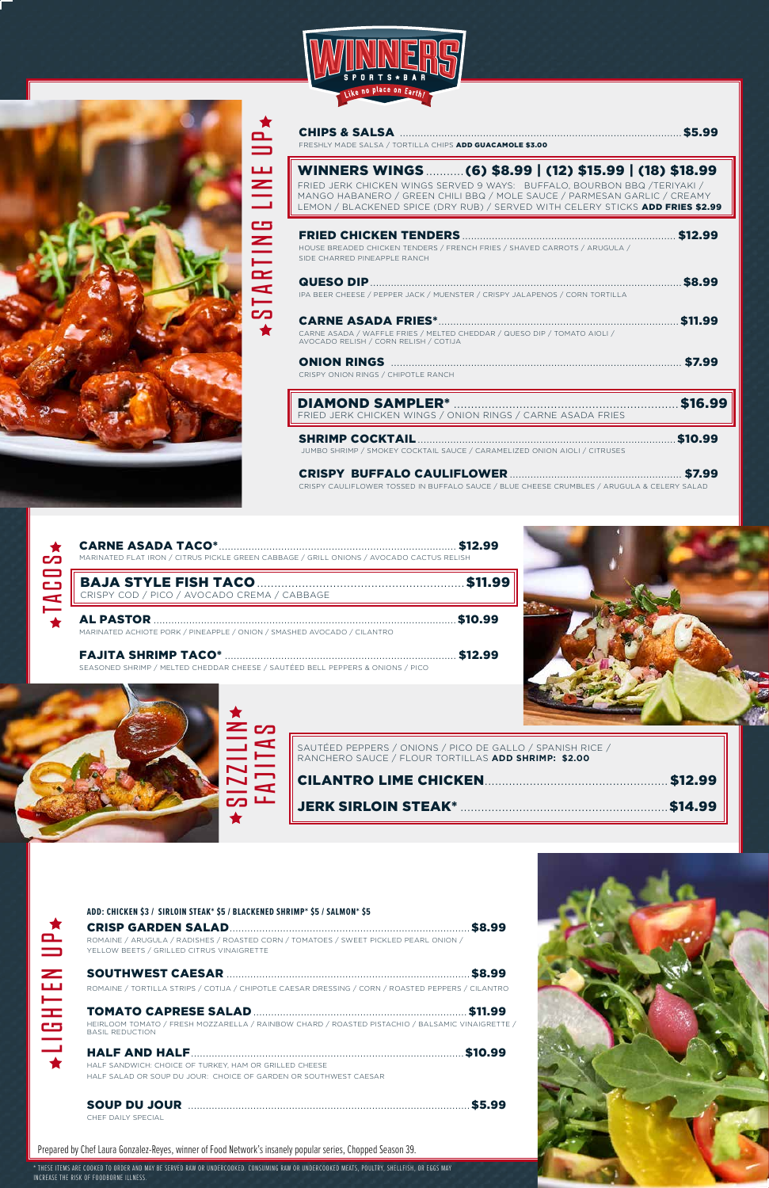# WINNERS

SPORTS ★ BAR

Like no place on Earth!

## ★ STARTING LINE UP ★

**CHIPS & SALSA** .......... $5.99
FRESHLY MADE SALSA / TORTILLA CHIPS **ADD GUACAMOLE $3.00**

**WINNERS WINGS** .......... (6) $8.99 | (12) $15.99 | (18) $18.99
FRIED JERK CHICKEN WINGS SERVED 9 WAYS: BUFFALO, BOURBON BBQ /TERIYAKI / MANGO HABANERO / GREEN CHILI BBQ / MOLE SAUCE / PARMESAN GARLIC / CREAMY LEMON / BLACKENED SPICE (DRY RUB) / SERVED WITH CELERY STICKS **ADD FRIES $2.99**

**FRIED CHICKEN TENDERS** .......... $12.99
HOUSE BREADED CHICKEN TENDERS / FRENCH FRIES / SHAVED CARROTS / ARUGULA / SIDE CHARRED PINEAPPLE RANCH

**QUESO DIP** .......... $8.99
IPA BEER CHEESE / PEPPER JACK / MUENSTER / CRISPY JALAPENOS / CORN TORTILLA

**CARNE ASADA FRIES*** .......... $11.99
CARNE ASADA / WAFFLE FRIES / MELTED CHEDDAR / QUESO DIP / TOMATO AIOLI / AVOCADO RELISH / CORN RELISH / COTIJA

**ONION RINGS** .......... $7.99
CRISPY ONION RINGS / CHIPOTLE RANCH

**DIAMOND SAMPLER*** .......... $16.99
FRIED JERK CHICKEN WINGS / ONION RINGS / CARNE ASADA FRIES

**SHRIMP COCKTAIL** .......... $10.99
JUMBO SHRIMP / SMOKEY COCKTAIL SAUCE / CARAMELIZED ONION AIOLI / CITRUSES

**CRISPY BUFFALO CAULIFLOWER** .......... $7.99
CRISPY CAULIFLOWER TOSSED IN BUFFALO SAUCE / BLUE CHEESE CRUMBLES / ARUGULA & CELERY SALAD

## ★ TACOS ★

**CARNE ASADA TACO*** .......... $12.99
MARINATED FLAT IRON / CITRUS PICKLE GREEN CABBAGE / GRILL ONIONS / AVOCADO CACTUS RELISH

**BAJA STYLE FISH TACO** .......... $11.99
CRISPY COD / PICO / AVOCADO CREMA / CABBAGE

**AL PASTOR** .......... $10.99
MARINATED ACHIOTE PORK / PINEAPPLE / ONION / SMASHED AVOCADO / CILANTRO

**FAJITA SHRIMP TACO*** .......... $12.99
SEASONED SHRIMP / MELTED CHEDDAR CHEESE / SAUTÉED BELL PEPPERS & ONIONS / PICO

## ★ SIZZLIN FAJITAS ★

SAUTÉED PEPPERS / ONIONS / PICO DE GALLO / SPANISH RICE / RANCHERO SAUCE / FLOUR TORTILLAS **ADD SHRIMP: $2.00**

**CILANTRO LIME CHICKEN** .......... $12.99

**JERK SIRLOIN STEAK*** .......... $14.99

## ★ LIGHTEN UP ★

**ADD: CHICKEN $3 / SIRLOIN STEAK* $5 / BLACKENED SHRIMP* $5 / SALMON* $5**

**CRISP GARDEN SALAD** .......... $8.99
ROMAINE / ARUGULA / RADISHES / ROASTED CORN / TOMATOES / SWEET PICKLED PEARL ONION / YELLOW BEETS / GRILLED CITRUS VINAIGRETTE

**SOUTHWEST CAESAR** .......... $8.99
ROMAINE / TORTILLA STRIPS / COTIJA / CHIPOTLE CAESAR DRESSING / CORN / ROASTED PEPPERS / CILANTRO

**TOMATO CAPRESE SALAD** .......... $11.99
HEIRLOOM TOMATO / FRESH MOZZARELLA / RAINBOW CHARD / ROASTED PISTACHIO / BALSAMIC VINAIGRETTE / BASIL REDUCTION

**HALF AND HALF** .......... $10.99
HALF SANDWICH: CHOICE OF TURKEY, HAM OR GRILLED CHEESE
HALF SALAD OR SOUP DU JOUR: CHOICE OF GARDEN OR SOUTHWEST CAESAR

**SOUP DU JOUR** .......... $5.99
CHEF DAILY SPECIAL

Prepared by Chef Laura Gonzalez-Reyes, winner of Food Network's insanely popular series, Chopped Season 39.

* THESE ITEMS ARE COOKED TO ORDER AND MAY BE SERVED RAW OR UNDERCOOKED. CONSUMING RAW OR UNDERCOOKED MEATS, POULTRY, SHELLFISH, OR EGGS MAY INCREASE THE RISK OF FOODBORNE ILLNESS.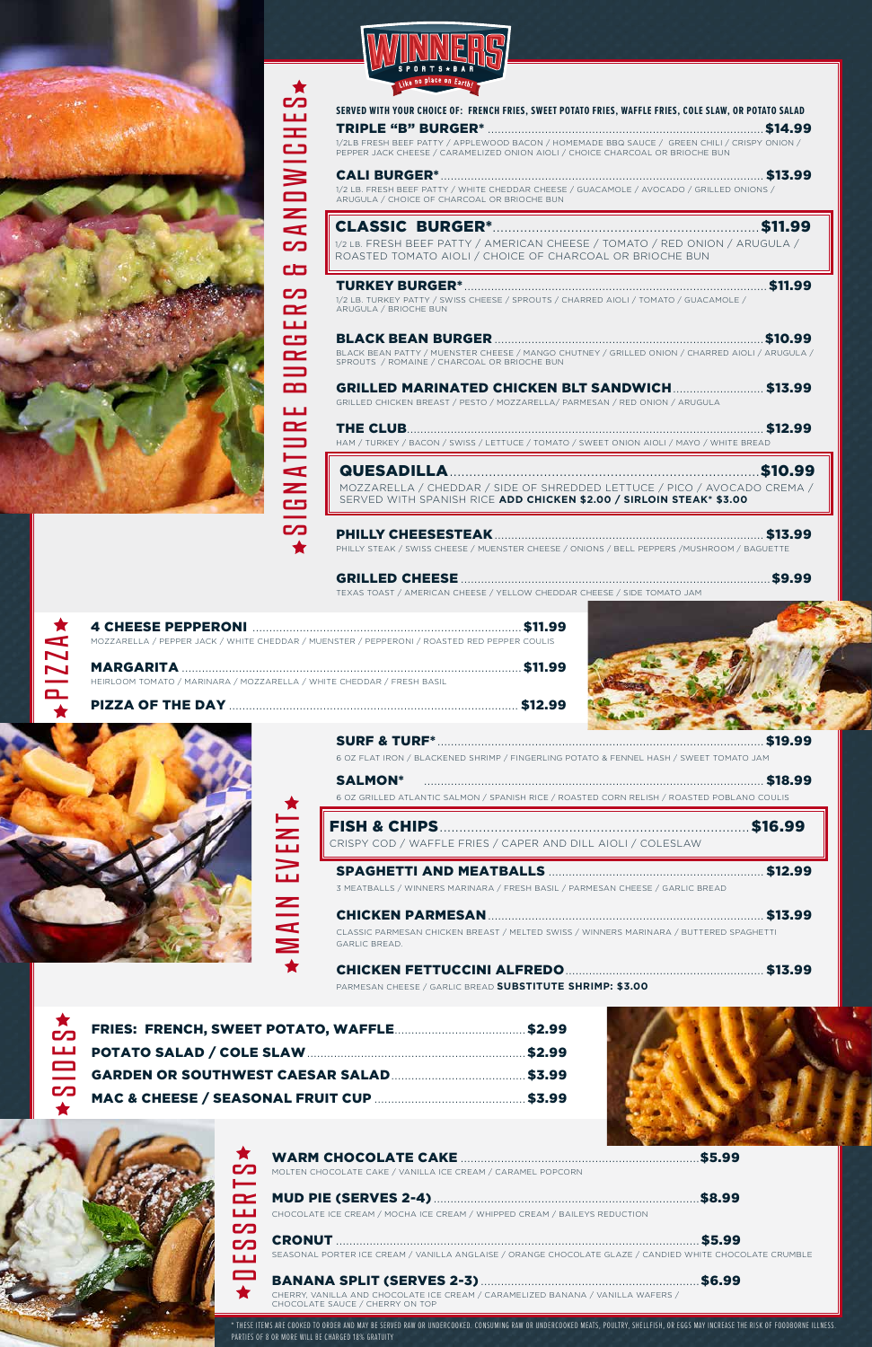# WINNERS SPORTS BAR

*Like no place on Earth!*

## SIGNATURE BURGERS & SANDWICHES

**SERVED WITH YOUR CHOICE OF: FRENCH FRIES, SWEET POTATO FRIES, WAFFLE FRIES, COLE SLAW, OR POTATO SALAD**

**TRIPLE "B" BURGER*** ........ **$14.99**
1/2LB FRESH BEEF PATTY / APPLEWOOD BACON / HOMEMADE BBQ SAUCE / GREEN CHILI / CRISPY ONION / PEPPER JACK CHEESE / CARAMELIZED ONION AIOLI / CHOICE CHARCOAL OR BRIOCHE BUN

**CALI BURGER*** ........ **$13.99**
1/2 LB. FRESH BEEF PATTY / WHITE CHEDDAR CHEESE / GUACAMOLE / AVOCADO / GRILLED ONIONS / ARUGULA / CHOICE OF CHARCOAL OR BRIOCHE BUN

**CLASSIC BURGER*** ........ **$11.99**
1/2 LB. FRESH BEEF PATTY / AMERICAN CHEESE / TOMATO / RED ONION / ARUGULA / ROASTED TOMATO AIOLI / CHOICE OF CHARCOAL OR BRIOCHE BUN

**TURKEY BURGER*** ........ **$11.99**
1/2 LB. TURKEY PATTY / SWISS CHEESE / SPROUTS / CHARRED AIOLI / TOMATO / GUACAMOLE / ARUGULA / BRIOCHE BUN

**BLACK BEAN BURGER** ........ **$10.99**
BLACK BEAN PATTY / MUENSTER CHEESE / MANGO CHUTNEY / GRILLED ONION / CHARRED AIOLI / ARUGULA / SPROUTS / ROMAINE / CHARCOAL OR BRIOCHE BUN

**GRILLED MARINATED CHICKEN BLT SANDWICH** ........ **$13.99**
GRILLED CHICKEN BREAST / PESTO / MOZZARELLA/ PARMESAN / RED ONION / ARUGULA

**THE CLUB** ........ **$12.99**
HAM / TURKEY / BACON / SWISS / LETTUCE / TOMATO / SWEET ONION AIOLI / MAYO / WHITE BREAD

**QUESADILLA** ........ **$10.99**
MOZZARELLA / CHEDDAR / SIDE OF SHREDDED LETTUCE / PICO / AVOCADO CREMA / SERVED WITH SPANISH RICE **ADD CHICKEN $2.00 / SIRLOIN STEAK* $3.00**

**PHILLY CHEESESTEAK** ........ **$13.99**
PHILLY STEAK / SWISS CHEESE / MUENSTER CHEESE / ONIONS / BELL PEPPERS /MUSHROOM / BAGUETTE

**GRILLED CHEESE** ........ **$9.99**
TEXAS TOAST / AMERICAN CHEESE / YELLOW CHEDDAR CHEESE / SIDE TOMATO JAM

## PIZZA

**4 CHEESE PEPPERONI** ........ **$11.99**
MOZZARELLA / PEPPER JACK / WHITE CHEDDAR / MUENSTER / PEPPERONI / ROASTED RED PEPPER COULIS

**MARGARITA** ........ **$11.99**
HEIRLOOM TOMATO / MARINARA / MOZZARELLA / WHITE CHEDDAR / FRESH BASIL

**PIZZA OF THE DAY** ........ **$12.99**

## MAIN EVENT

**SURF & TURF*** ........ **$19.99**
6 OZ FLAT IRON / BLACKENED SHRIMP / FINGERLING POTATO & FENNEL HASH / SWEET TOMATO JAM

**SALMON*** ........ **$18.99**
6 OZ GRILLED ATLANTIC SALMON / SPANISH RICE / ROASTED CORN RELISH / ROASTED POBLANO COULIS

**FISH & CHIPS** ........ **$16.99**
CRISPY COD / WAFFLE FRIES / CAPER AND DILL AIOLI / COLESLAW

**SPAGHETTI AND MEATBALLS** ........ **$12.99**
3 MEATBALLS / WINNERS MARINARA / FRESH BASIL / PARMESAN CHEESE / GARLIC BREAD

**CHICKEN PARMESAN** ........ **$13.99**
CLASSIC PARMESAN CHICKEN BREAST / MELTED SWISS / WINNERS MARINARA / BUTTERED SPAGHETTI GARLIC BREAD.

**CHICKEN FETTUCCINI ALFREDO** ........ **$13.99**
PARMESAN CHEESE / GARLIC BREAD **SUBSTITUTE SHRIMP: $3.00**

## SIDES

**FRIES: FRENCH, SWEET POTATO, WAFFLE** ........ **$2.99**

**POTATO SALAD / COLE SLAW** ........ **$2.99**

**GARDEN OR SOUTHWEST CAESAR SALAD** ........ **$3.99**

**MAC & CHEESE / SEASONAL FRUIT CUP** ........ **$3.99**

## DESSERTS

**WARM CHOCOLATE CAKE** ........ **$5.99**
MOLTEN CHOCOLATE CAKE / VANILLA ICE CREAM / CARAMEL POPCORN

**MUD PIE (SERVES 2-4)** ........ **$8.99**
CHOCOLATE ICE CREAM / MOCHA ICE CREAM / WHIPPED CREAM / BAILEYS REDUCTION

**CRONUT** ........ **$5.99**
SEASONAL PORTER ICE CREAM / VANILLA ANGLAISE / ORANGE CHOCOLATE GLAZE / CANDIED WHITE CHOCOLATE CRUMBLE

**BANANA SPLIT (SERVES 2-3)** ........ **$6.99**
CHERRY, VANILLA AND CHOCOLATE ICE CREAM / CARAMELIZED BANANA / VANILLA WAFERS / CHOCOLATE SAUCE / CHERRY ON TOP

* THESE ITEMS ARE COOKED TO ORDER AND MAY BE SERVED RAW OR UNDERCOOKED. CONSUMING RAW OR UNDERCOOKED MEATS, POULTRY, SHELLFISH, OR EGGS MAY INCREASE THE RISK OF FOODBORNE ILLNESS. PARTIES OF 8 OR MORE WILL BE CHARGED 18% GRATUITY